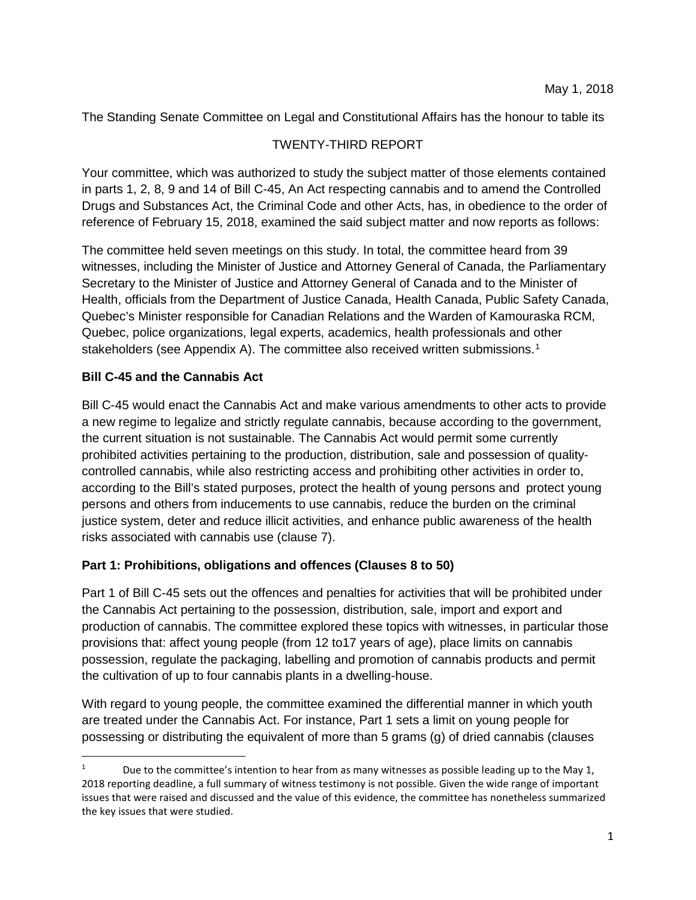May 1, 2018

The Standing Senate Committee on Legal and Constitutional Affairs has the honour to table its

TWENTY-THIRD REPORT

Your committee, which was authorized to study the subject matter of those elements contained in parts 1, 2, 8, 9 and 14 of Bill C-45, An Act respecting cannabis and to amend the Controlled Drugs and Substances Act, the Criminal Code and other Acts, has, in obedience to the order of reference of February 15, 2018, examined the said subject matter and now reports as follows:

The committee held seven meetings on this study. In total, the committee heard from 39 witnesses, including the Minister of Justice and Attorney General of Canada, the Parliamentary Secretary to the Minister of Justice and Attorney General of Canada and to the Minister of Health, officials from the Department of Justice Canada, Health Canada, Public Safety Canada, Quebec's Minister responsible for Canadian Relations and the Warden of Kamouraska RCM, Quebec, police organizations, legal experts, academics, health professionals and other stakeholders (see Appendix A). The committee also received written submissions.[1]

**Bill C-45 and the Cannabis Act**

Bill C-45 would enact the Cannabis Act and make various amendments to other acts to provide a new regime to legalize and strictly regulate cannabis, because according to the government, the current situation is not sustainable. The Cannabis Act would permit some currently prohibited activities pertaining to the production, distribution, sale and possession of quality-controlled cannabis, while also restricting access and prohibiting other activities in order to, according to the Bill's stated purposes, protect the health of young persons and protect young persons and others from inducements to use cannabis, reduce the burden on the criminal justice system, deter and reduce illicit activities, and enhance public awareness of the health risks associated with cannabis use (clause 7).

**Part 1: Prohibitions, obligations and offences (Clauses 8 to 50)**

Part 1 of Bill C-45 sets out the offences and penalties for activities that will be prohibited under the Cannabis Act pertaining to the possession, distribution, sale, import and export and production of cannabis. The committee explored these topics with witnesses, in particular those provisions that: affect young people (from 12 to17 years of age), place limits on cannabis possession, regulate the packaging, labelling and promotion of cannabis products and permit the cultivation of up to four cannabis plants in a dwelling-house.

With regard to young people, the committee examined the differential manner in which youth are treated under the Cannabis Act. For instance, Part 1 sets a limit on young people for possessing or distributing the equivalent of more than 5 grams (g) of dried cannabis (clauses

[1] Due to the committee's intention to hear from as many witnesses as possible leading up to the May 1, 2018 reporting deadline, a full summary of witness testimony is not possible. Given the wide range of important issues that were raised and discussed and the value of this evidence, the committee has nonetheless summarized the key issues that were studied.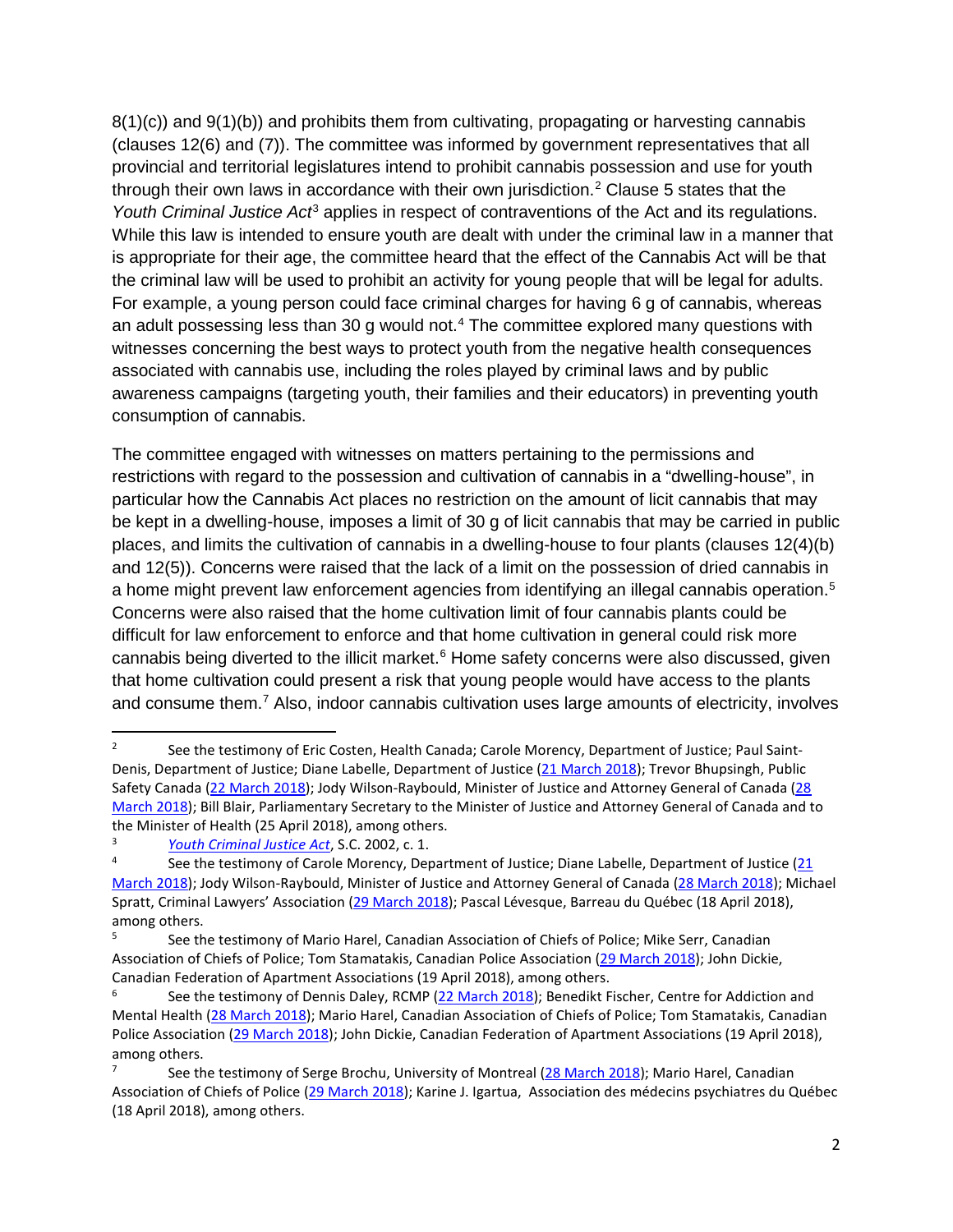8(1)(c)) and 9(1)(b)) and prohibits them from cultivating, propagating or harvesting cannabis (clauses 12(6) and (7)). The committee was informed by government representatives that all provincial and territorial legislatures intend to prohibit cannabis possession and use for youth through their own laws in accordance with their own jurisdiction.[2] Clause 5 states that the *Youth Criminal Justice Act*[3] applies in respect of contraventions of the Act and its regulations. While this law is intended to ensure youth are dealt with under the criminal law in a manner that is appropriate for their age, the committee heard that the effect of the Cannabis Act will be that the criminal law will be used to prohibit an activity for young people that will be legal for adults. For example, a young person could face criminal charges for having 6 g of cannabis, whereas an adult possessing less than 30 g would not.[4] The committee explored many questions with witnesses concerning the best ways to protect youth from the negative health consequences associated with cannabis use, including the roles played by criminal laws and by public awareness campaigns (targeting youth, their families and their educators) in preventing youth consumption of cannabis.

The committee engaged with witnesses on matters pertaining to the permissions and restrictions with regard to the possession and cultivation of cannabis in a "dwelling-house", in particular how the Cannabis Act places no restriction on the amount of licit cannabis that may be kept in a dwelling-house, imposes a limit of 30 g of licit cannabis that may be carried in public places, and limits the cultivation of cannabis in a dwelling-house to four plants (clauses 12(4)(b) and 12(5)). Concerns were raised that the lack of a limit on the possession of dried cannabis in a home might prevent law enforcement agencies from identifying an illegal cannabis operation.[5] Concerns were also raised that the home cultivation limit of four cannabis plants could be difficult for law enforcement to enforce and that home cultivation in general could risk more cannabis being diverted to the illicit market.[6] Home safety concerns were also discussed, given that home cultivation could present a risk that young people would have access to the plants and consume them.[7] Also, indoor cannabis cultivation uses large amounts of electricity, involves

---

[2] See the testimony of Eric Costen, Health Canada; Carole Morency, Department of Justice; Paul Saint-Denis, Department of Justice; Diane Labelle, Department of Justice (21 March 2018); Trevor Bhupsingh, Public Safety Canada (22 March 2018); Jody Wilson-Raybould, Minister of Justice and Attorney General of Canada (28 March 2018); Bill Blair, Parliamentary Secretary to the Minister of Justice and Attorney General of Canada and to the Minister of Health (25 April 2018), among others.

[3] *Youth Criminal Justice Act*, S.C. 2002, c. 1.

[4] See the testimony of Carole Morency, Department of Justice; Diane Labelle, Department of Justice (21 March 2018); Jody Wilson-Raybould, Minister of Justice and Attorney General of Canada (28 March 2018); Michael Spratt, Criminal Lawyers' Association (29 March 2018); Pascal Lévesque, Barreau du Québec (18 April 2018), among others.

[5] See the testimony of Mario Harel, Canadian Association of Chiefs of Police; Mike Serr, Canadian Association of Chiefs of Police; Tom Stamatakis, Canadian Police Association (29 March 2018); John Dickie, Canadian Federation of Apartment Associations (19 April 2018), among others.

[6] See the testimony of Dennis Daley, RCMP (22 March 2018); Benedikt Fischer, Centre for Addiction and Mental Health (28 March 2018); Mario Harel, Canadian Association of Chiefs of Police; Tom Stamatakis, Canadian Police Association (29 March 2018); John Dickie, Canadian Federation of Apartment Associations (19 April 2018), among others.

[7] See the testimony of Serge Brochu, University of Montreal (28 March 2018); Mario Harel, Canadian Association of Chiefs of Police (29 March 2018); Karine J. Igartua, Association des médecins psychiatres du Québec (18 April 2018), among others.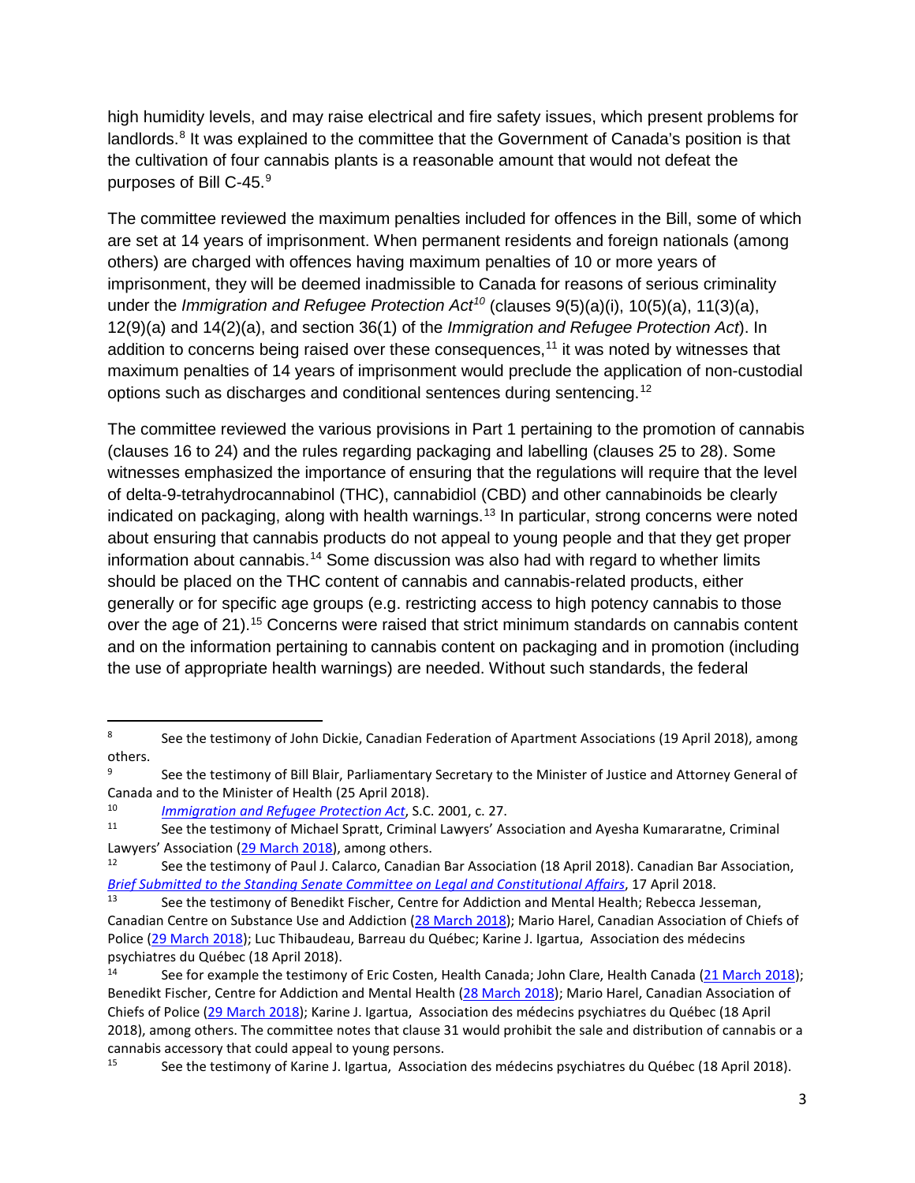high humidity levels, and may raise electrical and fire safety issues, which present problems for landlords.[8] It was explained to the committee that the Government of Canada's position is that the cultivation of four cannabis plants is a reasonable amount that would not defeat the purposes of Bill C-45.[9]

The committee reviewed the maximum penalties included for offences in the Bill, some of which are set at 14 years of imprisonment. When permanent residents and foreign nationals (among others) are charged with offences having maximum penalties of 10 or more years of imprisonment, they will be deemed inadmissible to Canada for reasons of serious criminality under the *Immigration and Refugee Protection Act*[10] (clauses 9(5)(a)(i), 10(5)(a), 11(3)(a), 12(9)(a) and 14(2)(a), and section 36(1) of the *Immigration and Refugee Protection Act*). In addition to concerns being raised over these consequences,[11] it was noted by witnesses that maximum penalties of 14 years of imprisonment would preclude the application of non-custodial options such as discharges and conditional sentences during sentencing.[12]

The committee reviewed the various provisions in Part 1 pertaining to the promotion of cannabis (clauses 16 to 24) and the rules regarding packaging and labelling (clauses 25 to 28). Some witnesses emphasized the importance of ensuring that the regulations will require that the level of delta-9-tetrahydrocannabinol (THC), cannabidiol (CBD) and other cannabinoids be clearly indicated on packaging, along with health warnings.[13] In particular, strong concerns were noted about ensuring that cannabis products do not appeal to young people and that they get proper information about cannabis.[14] Some discussion was also had with regard to whether limits should be placed on the THC content of cannabis and cannabis-related products, either generally or for specific age groups (e.g. restricting access to high potency cannabis to those over the age of 21).[15] Concerns were raised that strict minimum standards on cannabis content and on the information pertaining to cannabis content on packaging and in promotion (including the use of appropriate health warnings) are needed. Without such standards, the federal

---

[8] See the testimony of John Dickie, Canadian Federation of Apartment Associations (19 April 2018), among others.

[9] See the testimony of Bill Blair, Parliamentary Secretary to the Minister of Justice and Attorney General of Canada and to the Minister of Health (25 April 2018).

[10] *Immigration and Refugee Protection Act*, S.C. 2001, c. 27.

[11] See the testimony of Michael Spratt, Criminal Lawyers' Association and Ayesha Kumararatne, Criminal Lawyers' Association (29 March 2018), among others.

[12] See the testimony of Paul J. Calarco, Canadian Bar Association (18 April 2018). Canadian Bar Association, *Brief Submitted to the Standing Senate Committee on Legal and Constitutional Affairs*, 17 April 2018.

[13] See the testimony of Benedikt Fischer, Centre for Addiction and Mental Health; Rebecca Jesseman, Canadian Centre on Substance Use and Addiction (28 March 2018); Mario Harel, Canadian Association of Chiefs of Police (29 March 2018); Luc Thibaudeau, Barreau du Québec; Karine J. Igartua, Association des médecins psychiatres du Québec (18 April 2018).

[14] See for example the testimony of Eric Costen, Health Canada; John Clare, Health Canada (21 March 2018); Benedikt Fischer, Centre for Addiction and Mental Health (28 March 2018); Mario Harel, Canadian Association of Chiefs of Police (29 March 2018); Karine J. Igartua, Association des médecins psychiatres du Québec (18 April 2018), among others. The committee notes that clause 31 would prohibit the sale and distribution of cannabis or a cannabis accessory that could appeal to young persons.

[15] See the testimony of Karine J. Igartua, Association des médecins psychiatres du Québec (18 April 2018).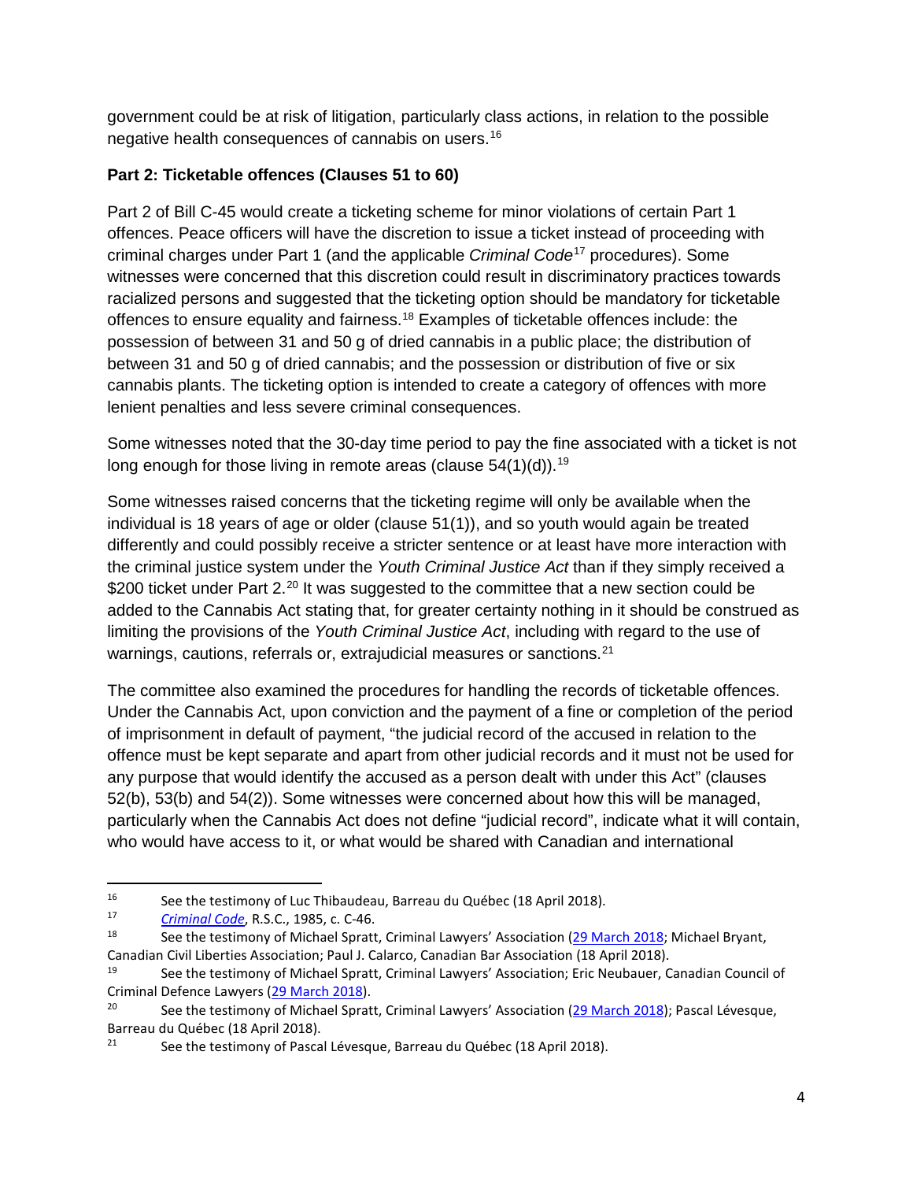government could be at risk of litigation, particularly class actions, in relation to the possible negative health consequences of cannabis on users.[16]

**Part 2: Ticketable offences (Clauses 51 to 60)**

Part 2 of Bill C-45 would create a ticketing scheme for minor violations of certain Part 1 offences. Peace officers will have the discretion to issue a ticket instead of proceeding with criminal charges under Part 1 (and the applicable *Criminal Code*[17] procedures). Some witnesses were concerned that this discretion could result in discriminatory practices towards racialized persons and suggested that the ticketing option should be mandatory for ticketable offences to ensure equality and fairness.[18] Examples of ticketable offences include: the possession of between 31 and 50 g of dried cannabis in a public place; the distribution of between 31 and 50 g of dried cannabis; and the possession or distribution of five or six cannabis plants. The ticketing option is intended to create a category of offences with more lenient penalties and less severe criminal consequences.

Some witnesses noted that the 30-day time period to pay the fine associated with a ticket is not long enough for those living in remote areas (clause 54(1)(d)).[19]

Some witnesses raised concerns that the ticketing regime will only be available when the individual is 18 years of age or older (clause 51(1)), and so youth would again be treated differently and could possibly receive a stricter sentence or at least have more interaction with the criminal justice system under the *Youth Criminal Justice Act* than if they simply received a $200 ticket under Part 2.[20] It was suggested to the committee that a new section could be added to the Cannabis Act stating that, for greater certainty nothing in it should be construed as limiting the provisions of the *Youth Criminal Justice Act*, including with regard to the use of warnings, cautions, referrals or, extrajudicial measures or sanctions.[21]

The committee also examined the procedures for handling the records of ticketable offences. Under the Cannabis Act, upon conviction and the payment of a fine or completion of the period of imprisonment in default of payment, "the judicial record of the accused in relation to the offence must be kept separate and apart from other judicial records and it must not be used for any purpose that would identify the accused as a person dealt with under this Act" (clauses 52(b), 53(b) and 54(2)). Some witnesses were concerned about how this will be managed, particularly when the Cannabis Act does not define "judicial record", indicate what it will contain, who would have access to it, or what would be shared with Canadian and international

---

16 See the testimony of Luc Thibaudeau, Barreau du Québec (18 April 2018).

17 *Criminal Code*, R.S.C., 1985, c. C-46.

18 See the testimony of Michael Spratt, Criminal Lawyers' Association (29 March 2018; Michael Bryant, Canadian Civil Liberties Association; Paul J. Calarco, Canadian Bar Association (18 April 2018).

19 See the testimony of Michael Spratt, Criminal Lawyers' Association; Eric Neubauer, Canadian Council of Criminal Defence Lawyers (29 March 2018).

20 See the testimony of Michael Spratt, Criminal Lawyers' Association (29 March 2018); Pascal Lévesque, Barreau du Québec (18 April 2018).

21 See the testimony of Pascal Lévesque, Barreau du Québec (18 April 2018).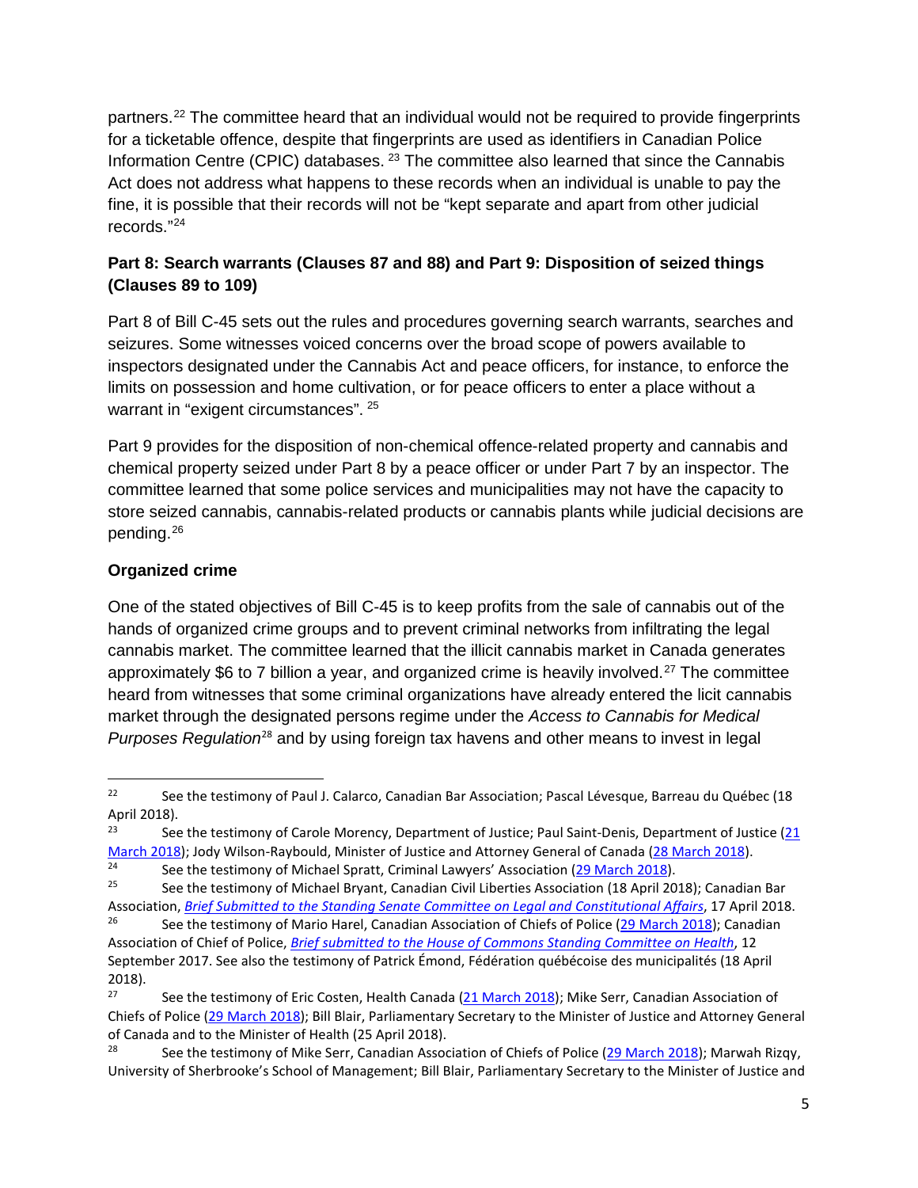partners.[22] The committee heard that an individual would not be required to provide fingerprints for a ticketable offence, despite that fingerprints are used as identifiers in Canadian Police Information Centre (CPIC) databases. [23] The committee also learned that since the Cannabis Act does not address what happens to these records when an individual is unable to pay the fine, it is possible that their records will not be "kept separate and apart from other judicial records."[24]

### Part 8: Search warrants (Clauses 87 and 88) and Part 9: Disposition of seized things (Clauses 89 to 109)

Part 8 of Bill C-45 sets out the rules and procedures governing search warrants, searches and seizures. Some witnesses voiced concerns over the broad scope of powers available to inspectors designated under the Cannabis Act and peace officers, for instance, to enforce the limits on possession and home cultivation, or for peace officers to enter a place without a warrant in "exigent circumstances". [25]

Part 9 provides for the disposition of non-chemical offence-related property and cannabis and chemical property seized under Part 8 by a peace officer or under Part 7 by an inspector. The committee learned that some police services and municipalities may not have the capacity to store seized cannabis, cannabis-related products or cannabis plants while judicial decisions are pending.[26]

### Organized crime

One of the stated objectives of Bill C-45 is to keep profits from the sale of cannabis out of the hands of organized crime groups and to prevent criminal networks from infiltrating the legal cannabis market. The committee learned that the illicit cannabis market in Canada generates approximately $6 to 7 billion a year, and organized crime is heavily involved.[27] The committee heard from witnesses that some criminal organizations have already entered the licit cannabis market through the designated persons regime under the *Access to Cannabis for Medical Purposes Regulation*[28] and by using foreign tax havens and other means to invest in legal

---

[22] See the testimony of Paul J. Calarco, Canadian Bar Association; Pascal Lévesque, Barreau du Québec (18 April 2018).

[23] See the testimony of Carole Morency, Department of Justice; Paul Saint-Denis, Department of Justice (21 March 2018); Jody Wilson-Raybould, Minister of Justice and Attorney General of Canada (28 March 2018).

[24] See the testimony of Michael Spratt, Criminal Lawyers' Association (29 March 2018).

[25] See the testimony of Michael Bryant, Canadian Civil Liberties Association (18 April 2018); Canadian Bar Association, *Brief Submitted to the Standing Senate Committee on Legal and Constitutional Affairs*, 17 April 2018.

[26] See the testimony of Mario Harel, Canadian Association of Chiefs of Police (29 March 2018); Canadian Association of Chief of Police, *Brief submitted to the House of Commons Standing Committee on Health*, 12 September 2017. See also the testimony of Patrick Émond, Fédération québécoise des municipalités (18 April 2018).

[27] See the testimony of Eric Costen, Health Canada (21 March 2018); Mike Serr, Canadian Association of Chiefs of Police (29 March 2018); Bill Blair, Parliamentary Secretary to the Minister of Justice and Attorney General of Canada and to the Minister of Health (25 April 2018).

[28] See the testimony of Mike Serr, Canadian Association of Chiefs of Police (29 March 2018); Marwah Rizqy, University of Sherbrooke's School of Management; Bill Blair, Parliamentary Secretary to the Minister of Justice and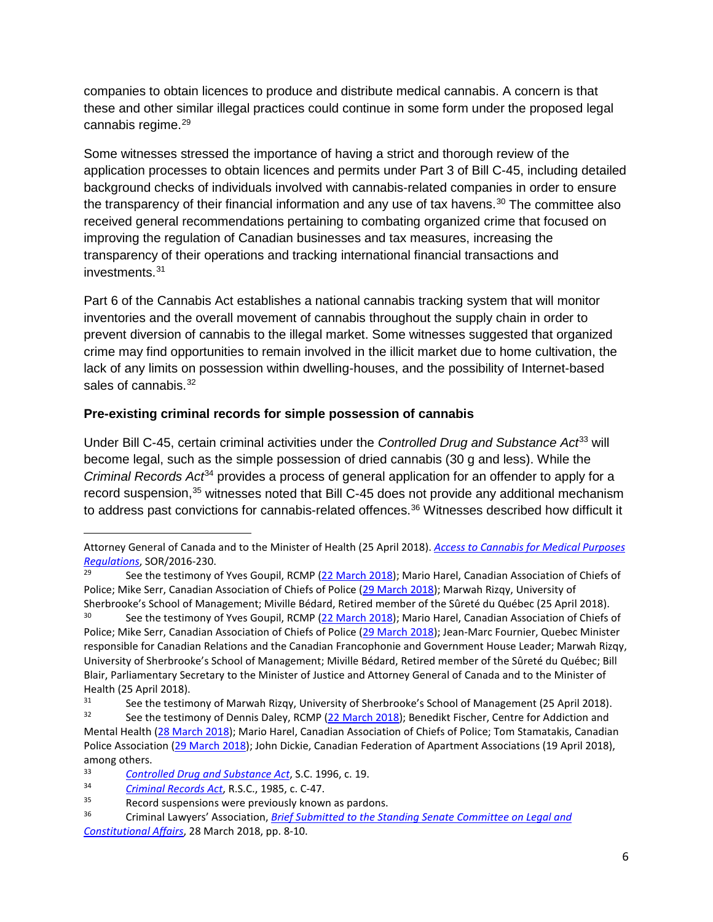companies to obtain licences to produce and distribute medical cannabis. A concern is that these and other similar illegal practices could continue in some form under the proposed legal cannabis regime.[29]

Some witnesses stressed the importance of having a strict and thorough review of the application processes to obtain licences and permits under Part 3 of Bill C-45, including detailed background checks of individuals involved with cannabis-related companies in order to ensure the transparency of their financial information and any use of tax havens.[30] The committee also received general recommendations pertaining to combating organized crime that focused on improving the regulation of Canadian businesses and tax measures, increasing the transparency of their operations and tracking international financial transactions and investments.[31]

Part 6 of the Cannabis Act establishes a national cannabis tracking system that will monitor inventories and the overall movement of cannabis throughout the supply chain in order to prevent diversion of cannabis to the illegal market. Some witnesses suggested that organized crime may find opportunities to remain involved in the illicit market due to home cultivation, the lack of any limits on possession within dwelling-houses, and the possibility of Internet-based sales of cannabis.[32]

### Pre-existing criminal records for simple possession of cannabis

Under Bill C-45, certain criminal activities under the *Controlled Drug and Substance Act*[33] will become legal, such as the simple possession of dried cannabis (30 g and less). While the *Criminal Records Act*[34] provides a process of general application for an offender to apply for a record suspension,[35] witnesses noted that Bill C-45 does not provide any additional mechanism to address past convictions for cannabis-related offences.[36] Witnesses described how difficult it

---

Attorney General of Canada and to the Minister of Health (25 April 2018). *Access to Cannabis for Medical Purposes Regulations*, SOR/2016-230.

[29] See the testimony of Yves Goupil, RCMP (22 March 2018); Mario Harel, Canadian Association of Chiefs of Police; Mike Serr, Canadian Association of Chiefs of Police (29 March 2018); Marwah Rizqy, University of Sherbrooke's School of Management; Miville Bédard, Retired member of the Sûreté du Québec (25 April 2018).

[30] See the testimony of Yves Goupil, RCMP (22 March 2018); Mario Harel, Canadian Association of Chiefs of Police; Mike Serr, Canadian Association of Chiefs of Police (29 March 2018); Jean-Marc Fournier, Quebec Minister responsible for Canadian Relations and the Canadian Francophonie and Government House Leader; Marwah Rizqy, University of Sherbrooke's School of Management; Miville Bédard, Retired member of the Sûreté du Québec; Bill Blair, Parliamentary Secretary to the Minister of Justice and Attorney General of Canada and to the Minister of Health (25 April 2018).

[31] See the testimony of Marwah Rizqy, University of Sherbrooke's School of Management (25 April 2018).

[32] See the testimony of Dennis Daley, RCMP (22 March 2018); Benedikt Fischer, Centre for Addiction and Mental Health (28 March 2018); Mario Harel, Canadian Association of Chiefs of Police; Tom Stamatakis, Canadian Police Association (29 March 2018); John Dickie, Canadian Federation of Apartment Associations (19 April 2018), among others.

[33] *Controlled Drug and Substance Act*, S.C. 1996, c. 19.

[34] *Criminal Records Act*, R.S.C., 1985, c. C-47.

[35] Record suspensions were previously known as pardons.

[36] Criminal Lawyers' Association, *Brief Submitted to the Standing Senate Committee on Legal and Constitutional Affairs*, 28 March 2018, pp. 8-10.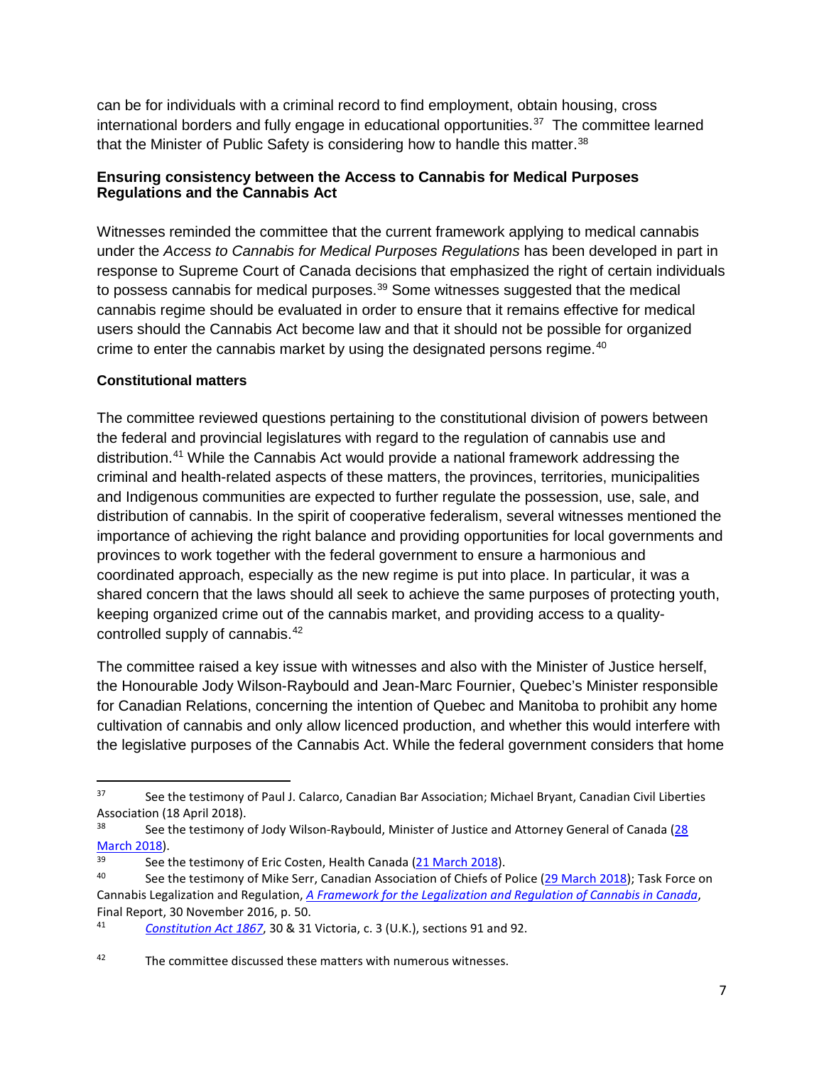can be for individuals with a criminal record to find employment, obtain housing, cross international borders and fully engage in educational opportunities.[37] The committee learned that the Minister of Public Safety is considering how to handle this matter.[38]

### Ensuring consistency between the Access to Cannabis for Medical Purposes Regulations and the Cannabis Act

Witnesses reminded the committee that the current framework applying to medical cannabis under the *Access to Cannabis for Medical Purposes Regulations* has been developed in part in response to Supreme Court of Canada decisions that emphasized the right of certain individuals to possess cannabis for medical purposes.[39] Some witnesses suggested that the medical cannabis regime should be evaluated in order to ensure that it remains effective for medical users should the Cannabis Act become law and that it should not be possible for organized crime to enter the cannabis market by using the designated persons regime.[40]

### Constitutional matters

The committee reviewed questions pertaining to the constitutional division of powers between the federal and provincial legislatures with regard to the regulation of cannabis use and distribution.[41] While the Cannabis Act would provide a national framework addressing the criminal and health-related aspects of these matters, the provinces, territories, municipalities and Indigenous communities are expected to further regulate the possession, use, sale, and distribution of cannabis. In the spirit of cooperative federalism, several witnesses mentioned the importance of achieving the right balance and providing opportunities for local governments and provinces to work together with the federal government to ensure a harmonious and coordinated approach, especially as the new regime is put into place. In particular, it was a shared concern that the laws should all seek to achieve the same purposes of protecting youth, keeping organized crime out of the cannabis market, and providing access to a quality-controlled supply of cannabis.[42]

The committee raised a key issue with witnesses and also with the Minister of Justice herself, the Honourable Jody Wilson-Raybould and Jean-Marc Fournier, Quebec's Minister responsible for Canadian Relations, concerning the intention of Quebec and Manitoba to prohibit any home cultivation of cannabis and only allow licenced production, and whether this would interfere with the legislative purposes of the Cannabis Act. While the federal government considers that home

---

[37] See the testimony of Paul J. Calarco, Canadian Bar Association; Michael Bryant, Canadian Civil Liberties Association (18 April 2018).

[38] See the testimony of Jody Wilson-Raybould, Minister of Justice and Attorney General of Canada (28 March 2018).

[39] See the testimony of Eric Costen, Health Canada (21 March 2018).

[40] See the testimony of Mike Serr, Canadian Association of Chiefs of Police (29 March 2018); Task Force on Cannabis Legalization and Regulation, *A Framework for the Legalization and Regulation of Cannabis in Canada*, Final Report, 30 November 2016, p. 50.

[41] *Constitution Act 1867*, 30 & 31 Victoria, c. 3 (U.K.), sections 91 and 92.

[42] The committee discussed these matters with numerous witnesses.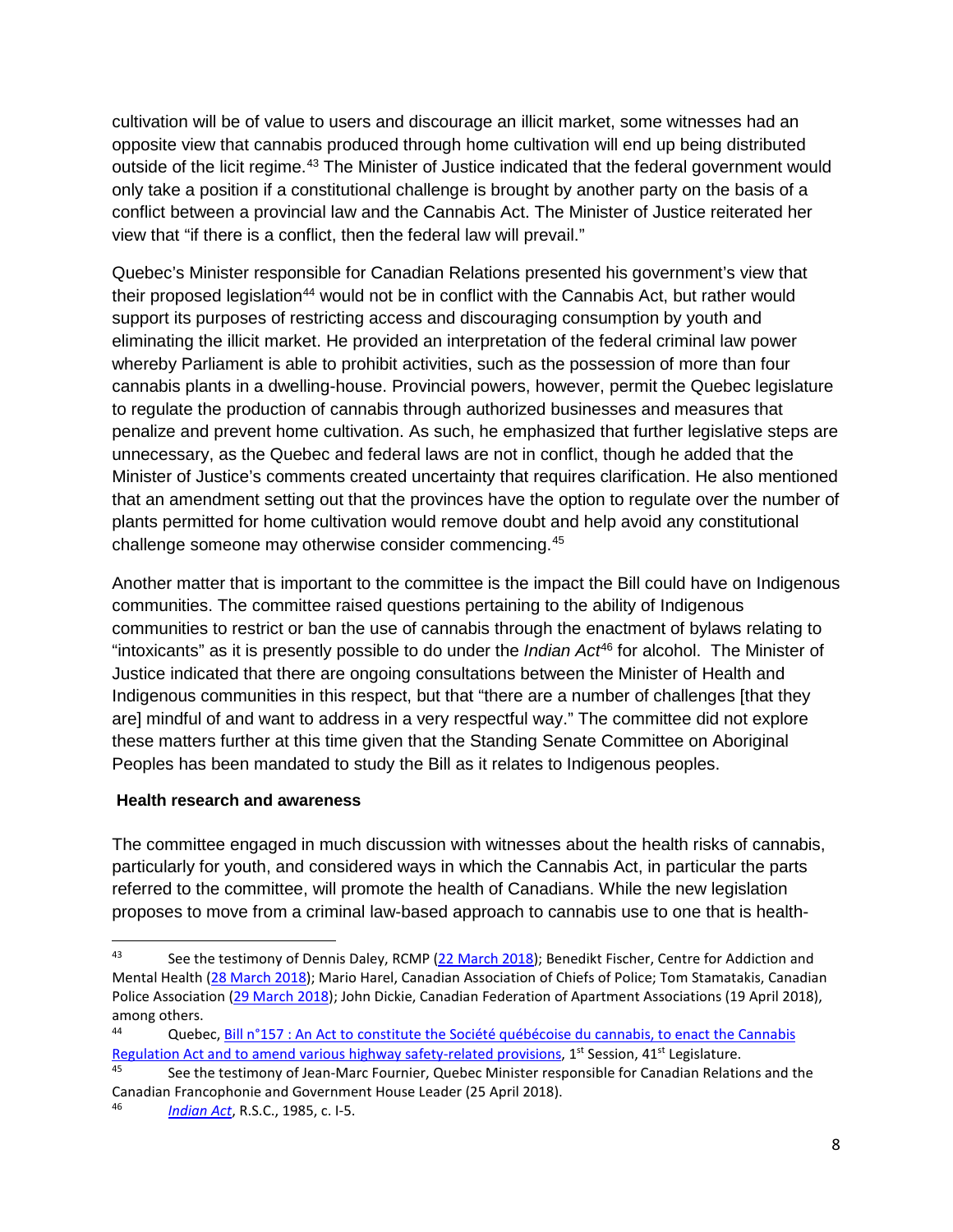cultivation will be of value to users and discourage an illicit market, some witnesses had an opposite view that cannabis produced through home cultivation will end up being distributed outside of the licit regime.[43] The Minister of Justice indicated that the federal government would only take a position if a constitutional challenge is brought by another party on the basis of a conflict between a provincial law and the Cannabis Act. The Minister of Justice reiterated her view that "if there is a conflict, then the federal law will prevail."

Quebec's Minister responsible for Canadian Relations presented his government's view that their proposed legislation[44] would not be in conflict with the Cannabis Act, but rather would support its purposes of restricting access and discouraging consumption by youth and eliminating the illicit market. He provided an interpretation of the federal criminal law power whereby Parliament is able to prohibit activities, such as the possession of more than four cannabis plants in a dwelling-house. Provincial powers, however, permit the Quebec legislature to regulate the production of cannabis through authorized businesses and measures that penalize and prevent home cultivation. As such, he emphasized that further legislative steps are unnecessary, as the Quebec and federal laws are not in conflict, though he added that the Minister of Justice's comments created uncertainty that requires clarification. He also mentioned that an amendment setting out that the provinces have the option to regulate over the number of plants permitted for home cultivation would remove doubt and help avoid any constitutional challenge someone may otherwise consider commencing.[45]

Another matter that is important to the committee is the impact the Bill could have on Indigenous communities. The committee raised questions pertaining to the ability of Indigenous communities to restrict or ban the use of cannabis through the enactment of bylaws relating to "intoxicants" as it is presently possible to do under the *Indian Act*[46] for alcohol. The Minister of Justice indicated that there are ongoing consultations between the Minister of Health and Indigenous communities in this respect, but that "there are a number of challenges [that they are] mindful of and want to address in a very respectful way." The committee did not explore these matters further at this time given that the Standing Senate Committee on Aboriginal Peoples has been mandated to study the Bill as it relates to Indigenous peoples.

**Health research and awareness**

The committee engaged in much discussion with witnesses about the health risks of cannabis, particularly for youth, and considered ways in which the Cannabis Act, in particular the parts referred to the committee, will promote the health of Canadians. While the new legislation proposes to move from a criminal law-based approach to cannabis use to one that is health-

---

[43] See the testimony of Dennis Daley, RCMP (22 March 2018); Benedikt Fischer, Centre for Addiction and Mental Health (28 March 2018); Mario Harel, Canadian Association of Chiefs of Police; Tom Stamatakis, Canadian Police Association (29 March 2018); John Dickie, Canadian Federation of Apartment Associations (19 April 2018), among others.

[44] Quebec, Bill n°157 : An Act to constitute the Société québécoise du cannabis, to enact the Cannabis Regulation Act and to amend various highway safety-related provisions, 1st Session, 41st Legislature.

[45] See the testimony of Jean-Marc Fournier, Quebec Minister responsible for Canadian Relations and the Canadian Francophonie and Government House Leader (25 April 2018).

[46] *Indian Act*, R.S.C., 1985, c. I-5.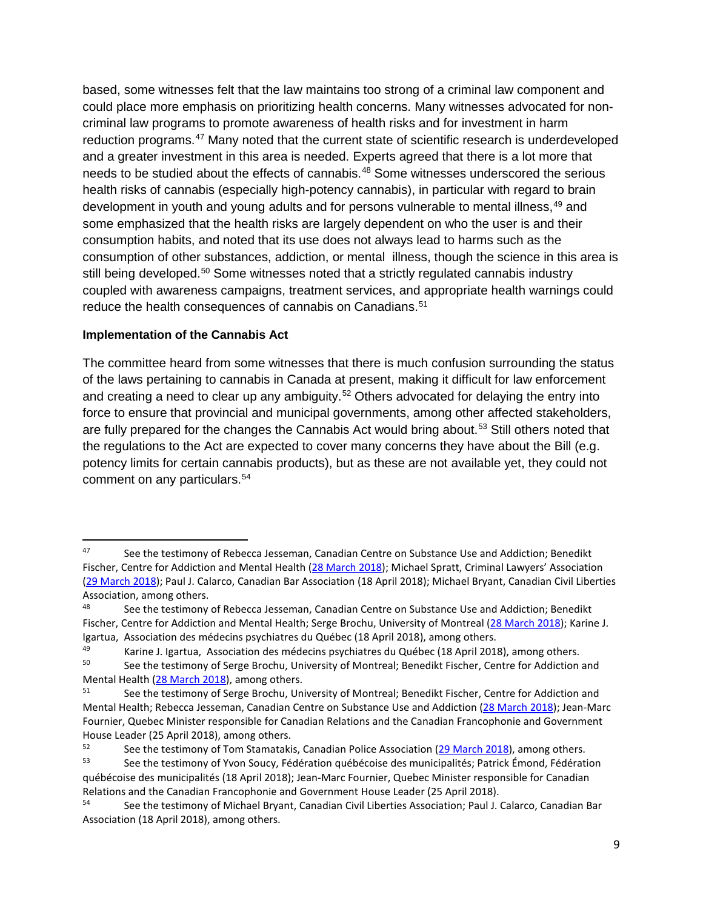based, some witnesses felt that the law maintains too strong of a criminal law component and could place more emphasis on prioritizing health concerns. Many witnesses advocated for non-criminal law programs to promote awareness of health risks and for investment in harm reduction programs.[47] Many noted that the current state of scientific research is underdeveloped and a greater investment in this area is needed. Experts agreed that there is a lot more that needs to be studied about the effects of cannabis.[48] Some witnesses underscored the serious health risks of cannabis (especially high-potency cannabis), in particular with regard to brain development in youth and young adults and for persons vulnerable to mental illness,[49] and some emphasized that the health risks are largely dependent on who the user is and their consumption habits, and noted that its use does not always lead to harms such as the consumption of other substances, addiction, or mental illness, though the science in this area is still being developed.[50] Some witnesses noted that a strictly regulated cannabis industry coupled with awareness campaigns, treatment services, and appropriate health warnings could reduce the health consequences of cannabis on Canadians.[51]

**Implementation of the Cannabis Act**

The committee heard from some witnesses that there is much confusion surrounding the status of the laws pertaining to cannabis in Canada at present, making it difficult for law enforcement and creating a need to clear up any ambiguity.[52] Others advocated for delaying the entry into force to ensure that provincial and municipal governments, among other affected stakeholders, are fully prepared for the changes the Cannabis Act would bring about.[53] Still others noted that the regulations to the Act are expected to cover many concerns they have about the Bill (e.g. potency limits for certain cannabis products), but as these are not available yet, they could not comment on any particulars.[54]

---

[47] See the testimony of Rebecca Jesseman, Canadian Centre on Substance Use and Addiction; Benedikt Fischer, Centre for Addiction and Mental Health (28 March 2018); Michael Spratt, Criminal Lawyers' Association (29 March 2018); Paul J. Calarco, Canadian Bar Association (18 April 2018); Michael Bryant, Canadian Civil Liberties Association, among others.

[48] See the testimony of Rebecca Jesseman, Canadian Centre on Substance Use and Addiction; Benedikt Fischer, Centre for Addiction and Mental Health; Serge Brochu, University of Montreal (28 March 2018); Karine J. Igartua, Association des médecins psychiatres du Québec (18 April 2018), among others.

[49] Karine J. Igartua, Association des médecins psychiatres du Québec (18 April 2018), among others.

[50] See the testimony of Serge Brochu, University of Montreal; Benedikt Fischer, Centre for Addiction and Mental Health (28 March 2018), among others.

[51] See the testimony of Serge Brochu, University of Montreal; Benedikt Fischer, Centre for Addiction and Mental Health; Rebecca Jesseman, Canadian Centre on Substance Use and Addiction (28 March 2018); Jean-Marc Fournier, Quebec Minister responsible for Canadian Relations and the Canadian Francophonie and Government House Leader (25 April 2018), among others.

[52] See the testimony of Tom Stamatakis, Canadian Police Association (29 March 2018), among others.

[53] See the testimony of Yvon Soucy, Fédération québécoise des municipalités; Patrick Émond, Fédération québécoise des municipalités (18 April 2018); Jean-Marc Fournier, Quebec Minister responsible for Canadian Relations and the Canadian Francophonie and Government House Leader (25 April 2018).

[54] See the testimony of Michael Bryant, Canadian Civil Liberties Association; Paul J. Calarco, Canadian Bar Association (18 April 2018), among others.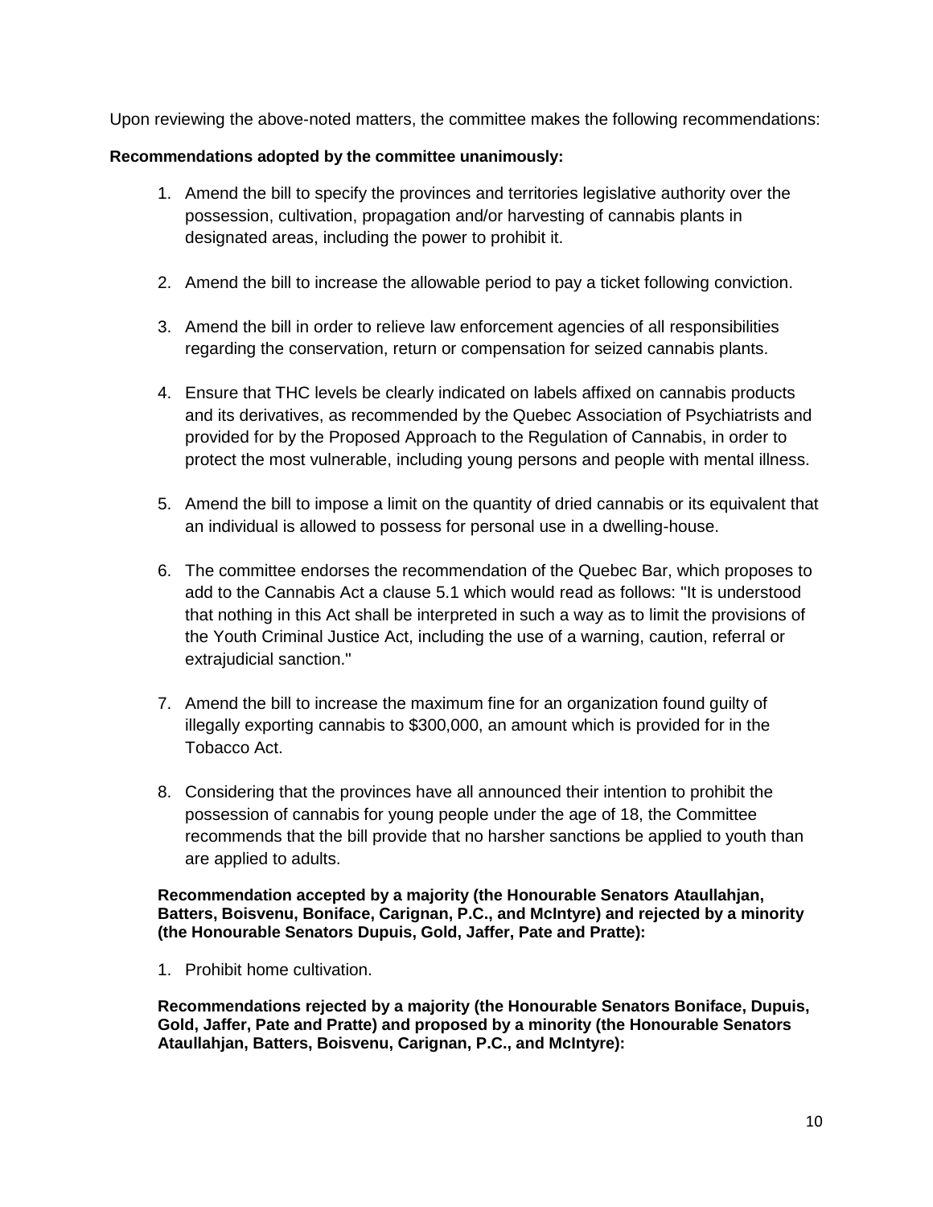Upon reviewing the above-noted matters, the committee makes the following recommendations:

**Recommendations adopted by the committee unanimously:**

1. Amend the bill to specify the provinces and territories legislative authority over the possession, cultivation, propagation and/or harvesting of cannabis plants in designated areas, including the power to prohibit it.

2. Amend the bill to increase the allowable period to pay a ticket following conviction.

3. Amend the bill in order to relieve law enforcement agencies of all responsibilities regarding the conservation, return or compensation for seized cannabis plants.

4. Ensure that THC levels be clearly indicated on labels affixed on cannabis products and its derivatives, as recommended by the Quebec Association of Psychiatrists and provided for by the Proposed Approach to the Regulation of Cannabis, in order to protect the most vulnerable, including young persons and people with mental illness.

5. Amend the bill to impose a limit on the quantity of dried cannabis or its equivalent that an individual is allowed to possess for personal use in a dwelling-house.

6. The committee endorses the recommendation of the Quebec Bar, which proposes to add to the Cannabis Act a clause 5.1 which would read as follows: "It is understood that nothing in this Act shall be interpreted in such a way as to limit the provisions of the Youth Criminal Justice Act, including the use of a warning, caution, referral or extrajudicial sanction."

7. Amend the bill to increase the maximum fine for an organization found guilty of illegally exporting cannabis to $300,000, an amount which is provided for in the Tobacco Act.

8. Considering that the provinces have all announced their intention to prohibit the possession of cannabis for young people under the age of 18, the Committee recommends that the bill provide that no harsher sanctions be applied to youth than are applied to adults.

**Recommendation accepted by a majority (the Honourable Senators Ataullahjan, Batters, Boisvenu, Boniface, Carignan, P.C., and McIntyre) and rejected by a minority (the Honourable Senators Dupuis, Gold, Jaffer, Pate and Pratte):**

1. Prohibit home cultivation.

**Recommendations rejected by a majority (the Honourable Senators Boniface, Dupuis, Gold, Jaffer, Pate and Pratte) and proposed by a minority (the Honourable Senators Ataullahjan, Batters, Boisvenu, Carignan, P.C., and McIntyre):**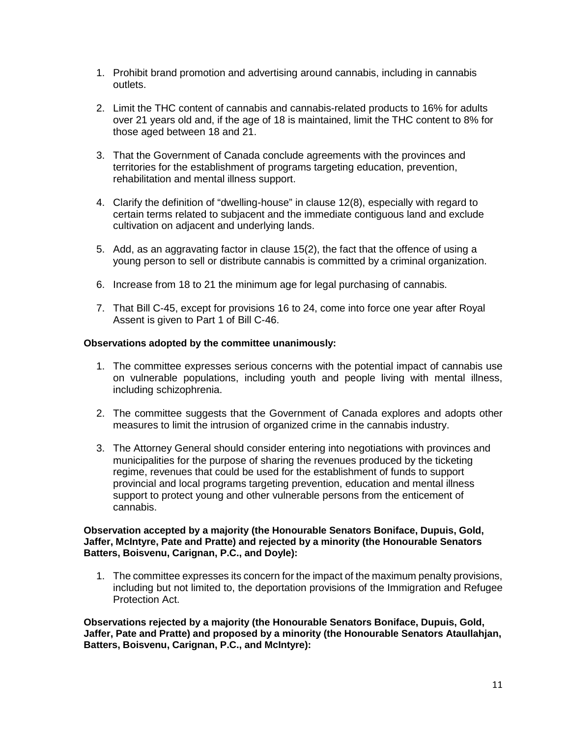1. Prohibit brand promotion and advertising around cannabis, including in cannabis outlets.

2. Limit the THC content of cannabis and cannabis-related products to 16% for adults over 21 years old and, if the age of 18 is maintained, limit the THC content to 8% for those aged between 18 and 21.

3. That the Government of Canada conclude agreements with the provinces and territories for the establishment of programs targeting education, prevention, rehabilitation and mental illness support.

4. Clarify the definition of "dwelling-house" in clause 12(8), especially with regard to certain terms related to subjacent and the immediate contiguous land and exclude cultivation on adjacent and underlying lands.

5. Add, as an aggravating factor in clause 15(2), the fact that the offence of using a young person to sell or distribute cannabis is committed by a criminal organization.

6. Increase from 18 to 21 the minimum age for legal purchasing of cannabis.

7. That Bill C-45, except for provisions 16 to 24, come into force one year after Royal Assent is given to Part 1 of Bill C-46.

**Observations adopted by the committee unanimously:**

1. The committee expresses serious concerns with the potential impact of cannabis use on vulnerable populations, including youth and people living with mental illness, including schizophrenia.

2. The committee suggests that the Government of Canada explores and adopts other measures to limit the intrusion of organized crime in the cannabis industry.

3. The Attorney General should consider entering into negotiations with provinces and municipalities for the purpose of sharing the revenues produced by the ticketing regime, revenues that could be used for the establishment of funds to support provincial and local programs targeting prevention, education and mental illness support to protect young and other vulnerable persons from the enticement of cannabis.

**Observation accepted by a majority (the Honourable Senators Boniface, Dupuis, Gold, Jaffer, McIntyre, Pate and Pratte) and rejected by a minority (the Honourable Senators Batters, Boisvenu, Carignan, P.C., and Doyle):**

1. The committee expresses its concern for the impact of the maximum penalty provisions, including but not limited to, the deportation provisions of the Immigration and Refugee Protection Act.

**Observations rejected by a majority (the Honourable Senators Boniface, Dupuis, Gold, Jaffer, Pate and Pratte) and proposed by a minority (the Honourable Senators Ataullahjan, Batters, Boisvenu, Carignan, P.C., and McIntyre):**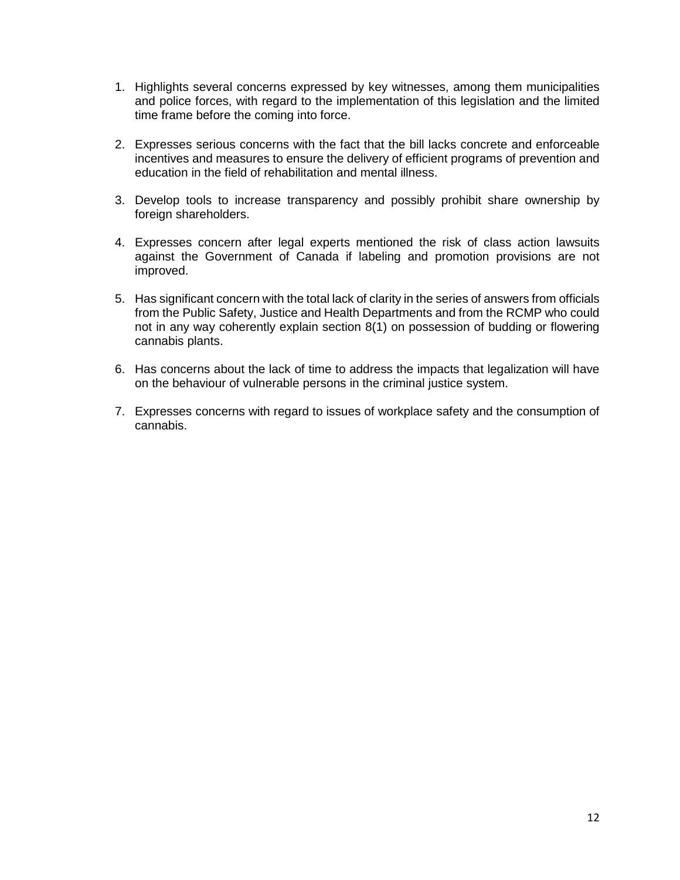1. Highlights several concerns expressed by key witnesses, among them municipalities and police forces, with regard to the implementation of this legislation and the limited time frame before the coming into force.

2. Expresses serious concerns with the fact that the bill lacks concrete and enforceable incentives and measures to ensure the delivery of efficient programs of prevention and education in the field of rehabilitation and mental illness.

3. Develop tools to increase transparency and possibly prohibit share ownership by foreign shareholders.

4. Expresses concern after legal experts mentioned the risk of class action lawsuits against the Government of Canada if labeling and promotion provisions are not improved.

5. Has significant concern with the total lack of clarity in the series of answers from officials from the Public Safety, Justice and Health Departments and from the RCMP who could not in any way coherently explain section 8(1) on possession of budding or flowering cannabis plants.

6. Has concerns about the lack of time to address the impacts that legalization will have on the behaviour of vulnerable persons in the criminal justice system.

7. Expresses concerns with regard to issues of workplace safety and the consumption of cannabis.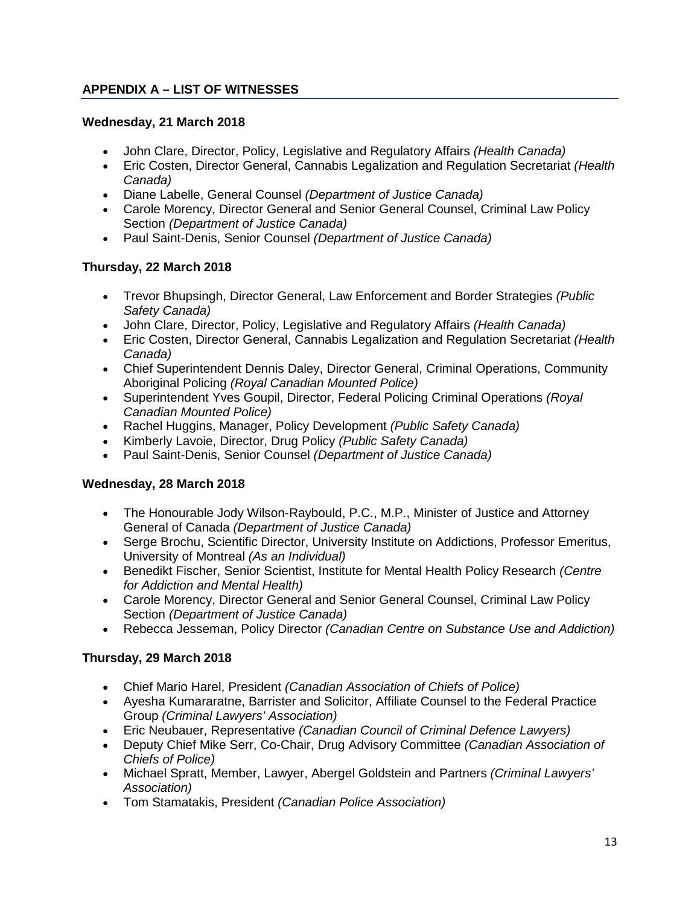## APPENDIX A – LIST OF WITNESSES

**Wednesday, 21 March 2018**

- John Clare, Director, Policy, Legislative and Regulatory Affairs *(Health Canada)*
- Eric Costen, Director General, Cannabis Legalization and Regulation Secretariat *(Health Canada)*
- Diane Labelle, General Counsel *(Department of Justice Canada)*
- Carole Morency, Director General and Senior General Counsel, Criminal Law Policy Section *(Department of Justice Canada)*
- Paul Saint-Denis, Senior Counsel *(Department of Justice Canada)*

**Thursday, 22 March 2018**

- Trevor Bhupsingh, Director General, Law Enforcement and Border Strategies *(Public Safety Canada)*
- John Clare, Director, Policy, Legislative and Regulatory Affairs *(Health Canada)*
- Eric Costen, Director General, Cannabis Legalization and Regulation Secretariat *(Health Canada)*
- Chief Superintendent Dennis Daley, Director General, Criminal Operations, Community Aboriginal Policing *(Royal Canadian Mounted Police)*
- Superintendent Yves Goupil, Director, Federal Policing Criminal Operations *(Royal Canadian Mounted Police)*
- Rachel Huggins, Manager, Policy Development *(Public Safety Canada)*
- Kimberly Lavoie, Director, Drug Policy *(Public Safety Canada)*
- Paul Saint-Denis, Senior Counsel *(Department of Justice Canada)*

**Wednesday, 28 March 2018**

- The Honourable Jody Wilson-Raybould, P.C., M.P., Minister of Justice and Attorney General of Canada *(Department of Justice Canada)*
- Serge Brochu, Scientific Director, University Institute on Addictions, Professor Emeritus, University of Montreal *(As an Individual)*
- Benedikt Fischer, Senior Scientist, Institute for Mental Health Policy Research *(Centre for Addiction and Mental Health)*
- Carole Morency, Director General and Senior General Counsel, Criminal Law Policy Section *(Department of Justice Canada)*
- Rebecca Jesseman, Policy Director *(Canadian Centre on Substance Use and Addiction)*

**Thursday, 29 March 2018**

- Chief Mario Harel, President *(Canadian Association of Chiefs of Police)*
- Ayesha Kumararatne, Barrister and Solicitor, Affiliate Counsel to the Federal Practice Group *(Criminal Lawyers' Association)*
- Eric Neubauer, Representative *(Canadian Council of Criminal Defence Lawyers)*
- Deputy Chief Mike Serr, Co-Chair, Drug Advisory Committee *(Canadian Association of Chiefs of Police)*
- Michael Spratt, Member, Lawyer, Abergel Goldstein and Partners *(Criminal Lawyers' Association)*
- Tom Stamatakis, President *(Canadian Police Association)*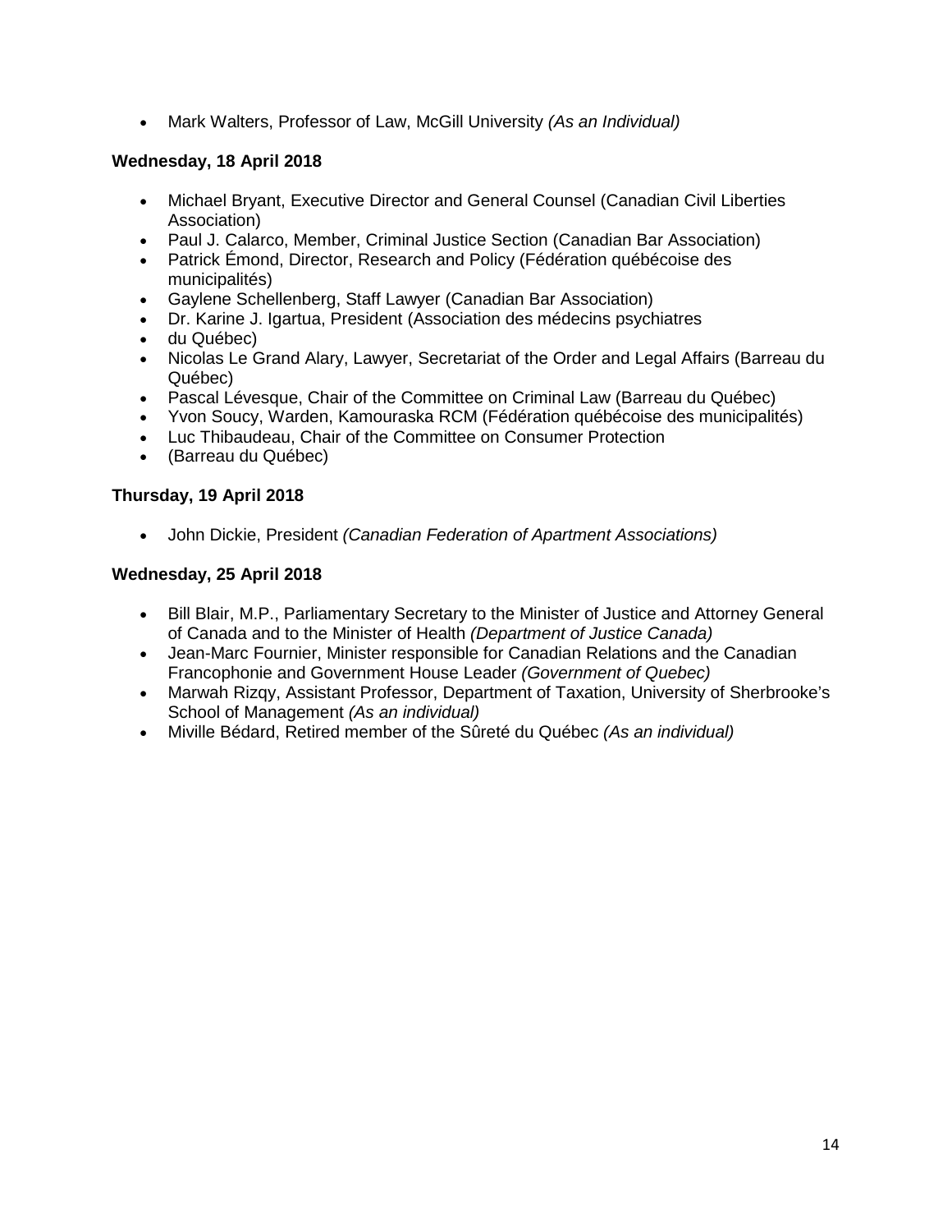- Mark Walters, Professor of Law, McGill University *(As an Individual)*

**Wednesday, 18 April 2018**

- Michael Bryant, Executive Director and General Counsel (Canadian Civil Liberties Association)
- Paul J. Calarco, Member, Criminal Justice Section (Canadian Bar Association)
- Patrick Émond, Director, Research and Policy (Fédération québécoise des municipalités)
- Gaylene Schellenberg, Staff Lawyer (Canadian Bar Association)
- Dr. Karine J. Igartua, President (Association des médecins psychiatres
- du Québec)
- Nicolas Le Grand Alary, Lawyer, Secretariat of the Order and Legal Affairs (Barreau du Québec)
- Pascal Lévesque, Chair of the Committee on Criminal Law (Barreau du Québec)
- Yvon Soucy, Warden, Kamouraska RCM (Fédération québécoise des municipalités)
- Luc Thibaudeau, Chair of the Committee on Consumer Protection
- (Barreau du Québec)

**Thursday, 19 April 2018**

- John Dickie, President *(Canadian Federation of Apartment Associations)*

**Wednesday, 25 April 2018**

- Bill Blair, M.P., Parliamentary Secretary to the Minister of Justice and Attorney General of Canada and to the Minister of Health *(Department of Justice Canada)*
- Jean-Marc Fournier, Minister responsible for Canadian Relations and the Canadian Francophonie and Government House Leader *(Government of Quebec)*
- Marwah Rizqy, Assistant Professor, Department of Taxation, University of Sherbrooke's School of Management *(As an individual)*
- Miville Bédard, Retired member of the Sûreté du Québec *(As an individual)*